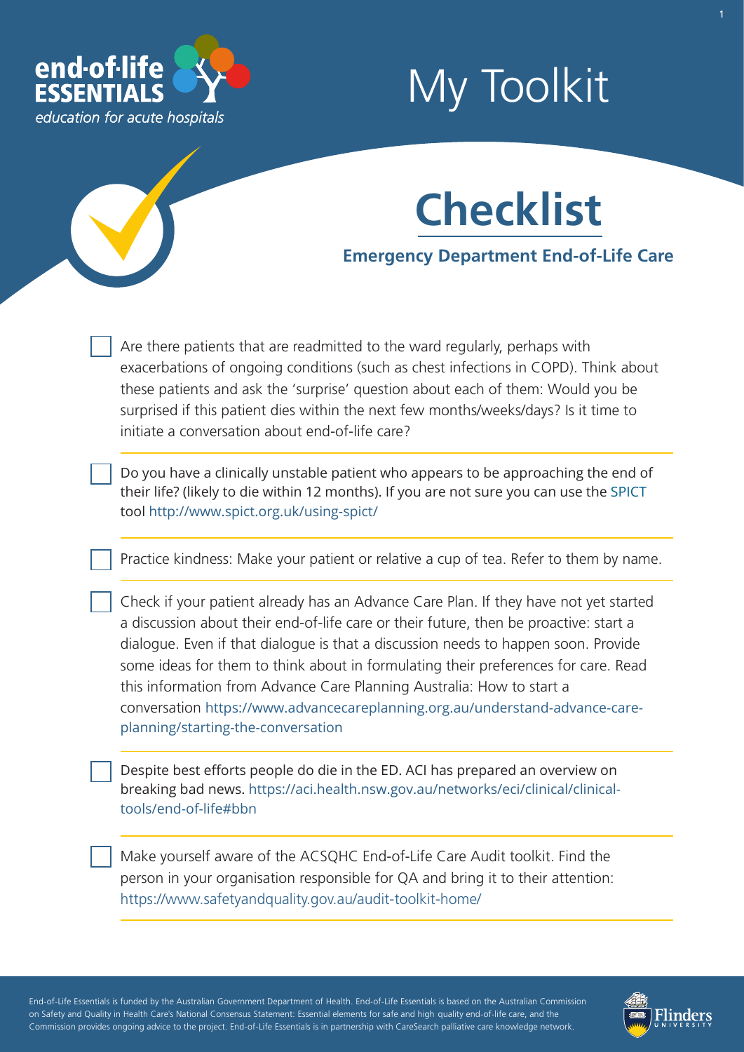end-of-life ESSENTIALS
*education for acute hospitals*

# My Toolkit

## Checklist

### Emergency Department End-of-Life Care

- [ ] Are there patients that are readmitted to the ward regularly, perhaps with exacerbations of ongoing conditions (such as chest infections in COPD). Think about these patients and ask the 'surprise' question about each of them: Would you be surprised if this patient dies within the next few months/weeks/days? Is it time to initiate a conversation about end-of-life care?

- [ ] Do you have a clinically unstable patient who appears to be approaching the end of their life? (likely to die within 12 months). If you are not sure you can use the SPICT tool http://www.spict.org.uk/using-spict/

- [ ] Practice kindness: Make your patient or relative a cup of tea. Refer to them by name.

- [ ] Check if your patient already has an Advance Care Plan. If they have not yet started a discussion about their end-of-life care or their future, then be proactive: start a dialogue. Even if that dialogue is that a discussion needs to happen soon. Provide some ideas for them to think about in formulating their preferences for care. Read this information from Advance Care Planning Australia: How to start a conversation https://www.advancecareplanning.org.au/understand-advance-care-planning/starting-the-conversation

- [ ] Despite best efforts people do die in the ED. ACI has prepared an overview on breaking bad news. https://aci.health.nsw.gov.au/networks/eci/clinical/clinical-tools/end-of-life#bbn

- [ ] Make yourself aware of the ACSQHC End-of-Life Care Audit toolkit. Find the person in your organisation responsible for QA and bring it to their attention: https://www.safetyandquality.gov.au/audit-toolkit-home/

End-of-Life Essentials is funded by the Australian Government Department of Health. End-of-Life Essentials is based on the Australian Commission on Safety and Quality in Health Care's National Consensus Statement: Essential elements for safe and high quality end-of-life care, and the Commission provides ongoing advice to the project. End-of-Life Essentials is in partnership with CareSearch palliative care knowledge network.

Flinders University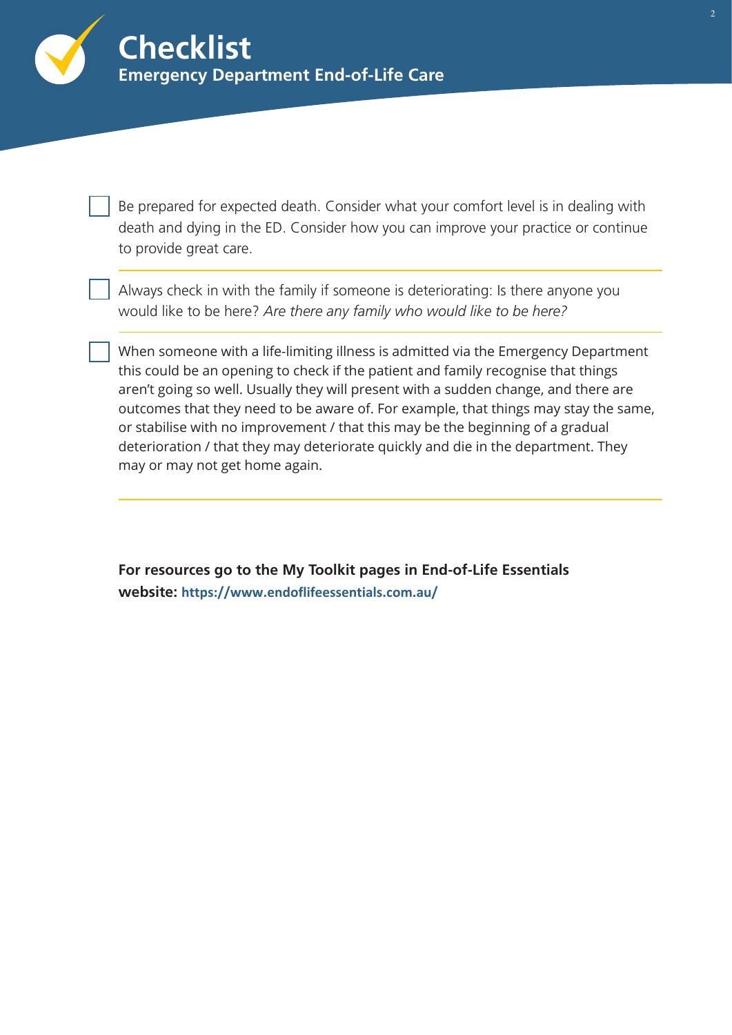# Checklist

## Emergency Department End-of-Life Care

- [ ] Be prepared for expected death. Consider what your comfort level is in dealing with death and dying in the ED. Consider how you can improve your practice or continue to provide great care.

- [ ] Always check in with the family if someone is deteriorating: Is there anyone you would like to be here? *Are there any family who would like to be here?*

- [ ] When someone with a life-limiting illness is admitted via the Emergency Department this could be an opening to check if the patient and family recognise that things aren't going so well. Usually they will present with a sudden change, and there are outcomes that they need to be aware of. For example, that things may stay the same, or stabilise with no improvement / that this may be the beginning of a gradual deterioration / that they may deteriorate quickly and die in the department. They may or may not get home again.

**For resources go to the My Toolkit pages in End-of-Life Essentials website: https://www.endoflifeessentials.com.au/**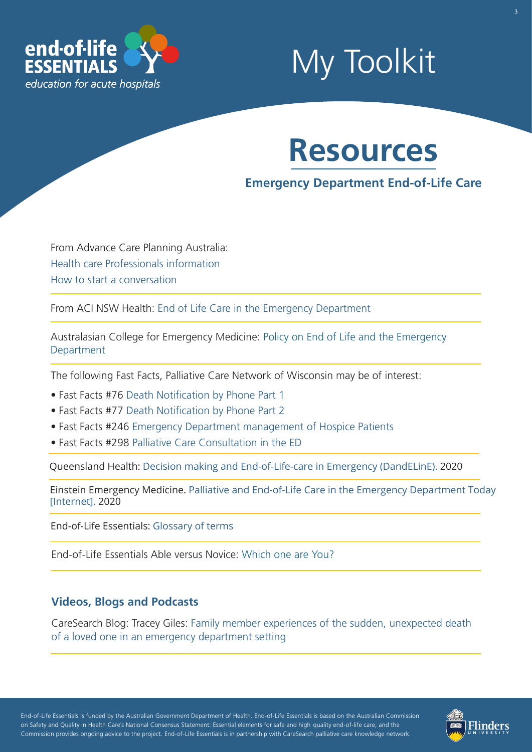end-of-life ESSENTIALS
*education for acute hospitals*

# My Toolkit

## Resources

### Emergency Department End-of-Life Care

From Advance Care Planning Australia:
Health care Professionals information
How to start a conversation

From ACI NSW Health: End of Life Care in the Emergency Department

Australasian College for Emergency Medicine: Policy on End of Life and the Emergency Department

The following Fast Facts, Palliative Care Network of Wisconsin may be of interest:

- Fast Facts #76 Death Notification by Phone Part 1
- Fast Facts #77 Death Notification by Phone Part 2
- Fast Facts #246 Emergency Department management of Hospice Patients
- Fast Facts #298 Palliative Care Consultation in the ED

Queensland Health: Decision making and End-of-Life-care in Emergency (DandELinE). 2020

Einstein Emergency Medicine. Palliative and End-of-Life Care in the Emergency Department Today [Internet]. 2020

End-of-Life Essentials: Glossary of terms

End-of-Life Essentials Able versus Novice: Which one are You?

### Videos, Blogs and Podcasts

CareSearch Blog: Tracey Giles: Family member experiences of the sudden, unexpected death of a loved one in an emergency department setting

End-of-Life Essentials is funded by the Australian Government Department of Health. End-of-Life Essentials is based on the Australian Commission on Safety and Quality in Health Care's National Consensus Statement: Essential elements for safe and high quality end-of-life care, and the Commission provides ongoing advice to the project. End-of-Life Essentials is in partnership with CareSearch palliative care knowledge network.

Flinders UNIVERSITY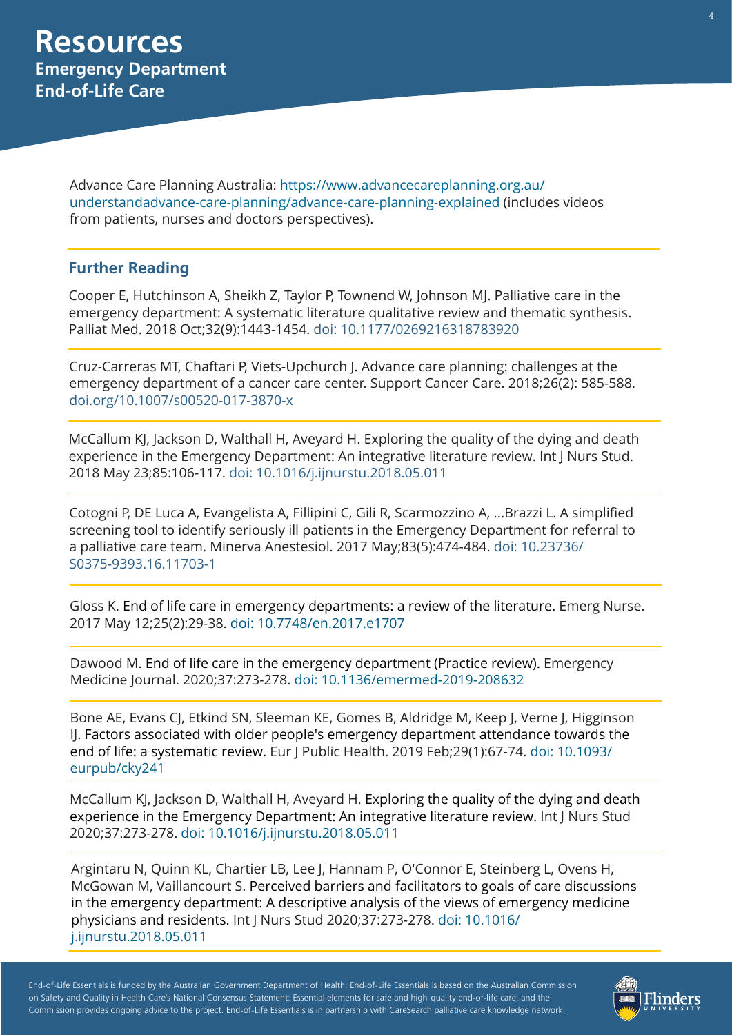# Resources

## Emergency Department End-of-Life Care

Advance Care Planning Australia: https://www.advancecareplanning.org.au/understandadvance-care-planning/advance-care-planning-explained (includes videos from patients, nurses and doctors perspectives).

### Further Reading

Cooper E, Hutchinson A, Sheikh Z, Taylor P, Townend W, Johnson MJ. Palliative care in the emergency department: A systematic literature qualitative review and thematic synthesis. Palliat Med. 2018 Oct;32(9):1443-1454. doi: 10.1177/0269216318783920

Cruz-Carreras MT, Chaftari P, Viets-Upchurch J. Advance care planning: challenges at the emergency department of a cancer care center. Support Cancer Care. 2018;26(2): 585-588. doi.org/10.1007/s00520-017-3870-x

McCallum KJ, Jackson D, Walthall H, Aveyard H. Exploring the quality of the dying and death experience in the Emergency Department: An integrative literature review. Int J Nurs Stud. 2018 May 23;85:106-117. doi: 10.1016/j.ijnurstu.2018.05.011

Cotogni P, DE Luca A, Evangelista A, Fillipini C, Gili R, Scarmozzino A, ...Brazzi L. A simplified screening tool to identify seriously ill patients in the Emergency Department for referral to a palliative care team. Minerva Anestesiol. 2017 May;83(5):474-484. doi: 10.23736/S0375-9393.16.11703-1

Gloss K. End of life care in emergency departments: a review of the literature. Emerg Nurse. 2017 May 12;25(2):29-38. doi: 10.7748/en.2017.e1707

Dawood M. End of life care in the emergency department (Practice review). Emergency Medicine Journal. 2020;37:273-278. doi: 10.1136/emermed-2019-208632

Bone AE, Evans CJ, Etkind SN, Sleeman KE, Gomes B, Aldridge M, Keep J, Verne J, Higginson IJ. Factors associated with older people's emergency department attendance towards the end of life: a systematic review. Eur J Public Health. 2019 Feb;29(1):67-74. doi: 10.1093/eurpub/cky241

McCallum KJ, Jackson D, Walthall H, Aveyard H. Exploring the quality of the dying and death experience in the Emergency Department: An integrative literature review. Int J Nurs Stud 2020;37:273-278. doi: 10.1016/j.ijnurstu.2018.05.011

Argintaru N, Quinn KL, Chartier LB, Lee J, Hannam P, O'Connor E, Steinberg L, Ovens H, McGowan M, Vaillancourt S. Perceived barriers and facilitators to goals of care discussions in the emergency department: A descriptive analysis of the views of emergency medicine physicians and residents. Int J Nurs Stud 2020;37:273-278. doi: 10.1016/j.ijnurstu.2018.05.011

End-of-Life Essentials is funded by the Australian Government Department of Health. End-of-Life Essentials is based on the Australian Commission on Safety and Quality in Health Care's National Consensus Statement: Essential elements for safe and high quality end-of-life care, and the Commission provides ongoing advice to the project. End-of-Life Essentials is in partnership with CareSearch palliative care knowledge network.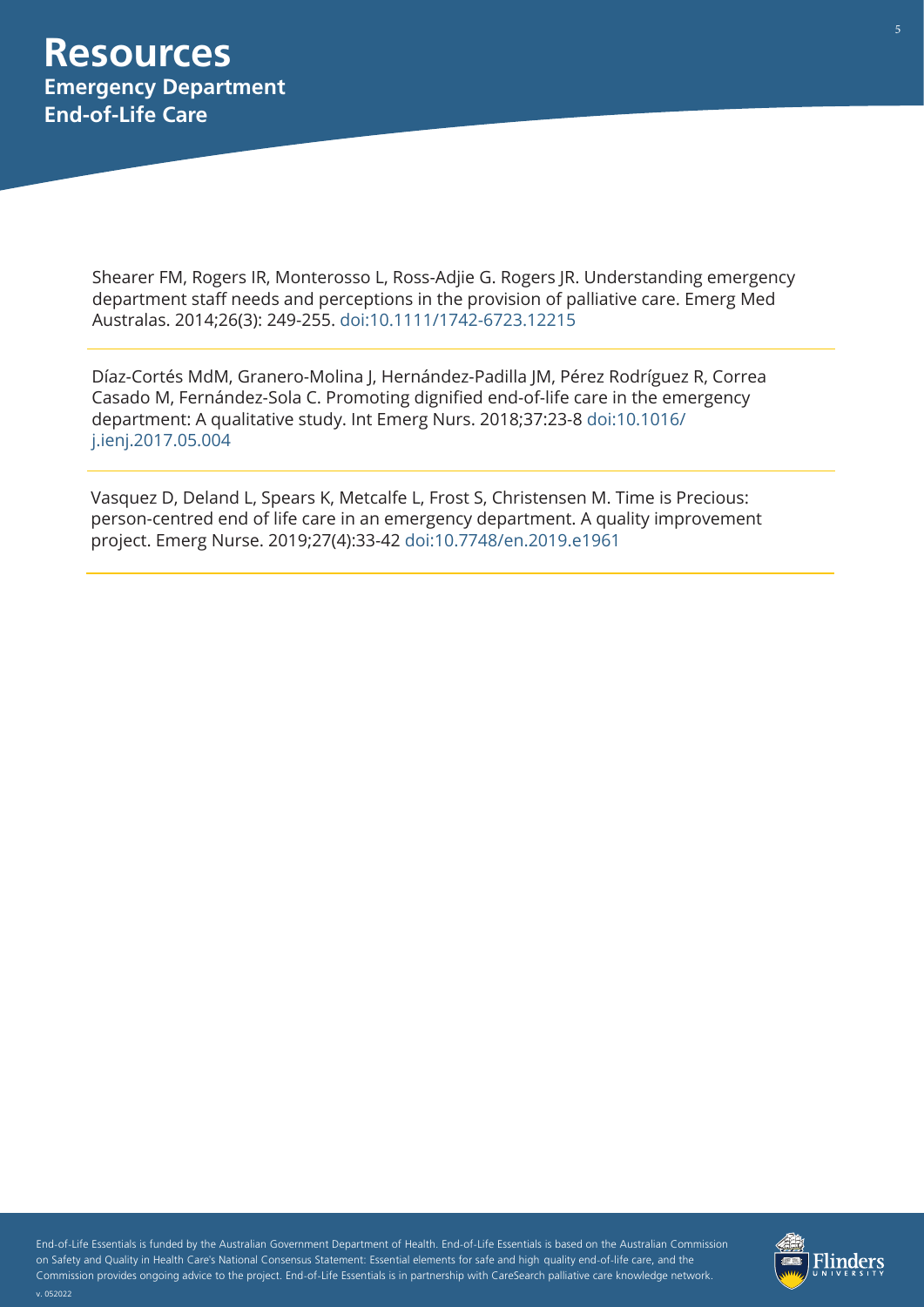# Resources

## Emergency Department End-of-Life Care

Shearer FM, Rogers IR, Monterosso L, Ross-Adjie G. Rogers JR. Understanding emergency department staff needs and perceptions in the provision of palliative care. Emerg Med Australas. 2014;26(3): 249-255. doi:10.1111/1742-6723.12215

Díaz-Cortés MdM, Granero-Molina J, Hernández-Padilla JM, Pérez Rodríguez R, Correa Casado M, Fernández-Sola C. Promoting dignified end-of-life care in the emergency department: A qualitative study. Int Emerg Nurs. 2018;37:23-8 doi:10.1016/j.ienj.2017.05.004

Vasquez D, Deland L, Spears K, Metcalfe L, Frost S, Christensen M. Time is Precious: person-centred end of life care in an emergency department. A quality improvement project. Emerg Nurse. 2019;27(4):33-42 doi:10.7748/en.2019.e1961

End-of-Life Essentials is funded by the Australian Government Department of Health. End-of-Life Essentials is based on the Australian Commission on Safety and Quality in Health Care's National Consensus Statement: Essential elements for safe and high quality end-of-life care, and the Commission provides ongoing advice to the project. End-of-Life Essentials is in partnership with CareSearch palliative care knowledge network.

v. 052022